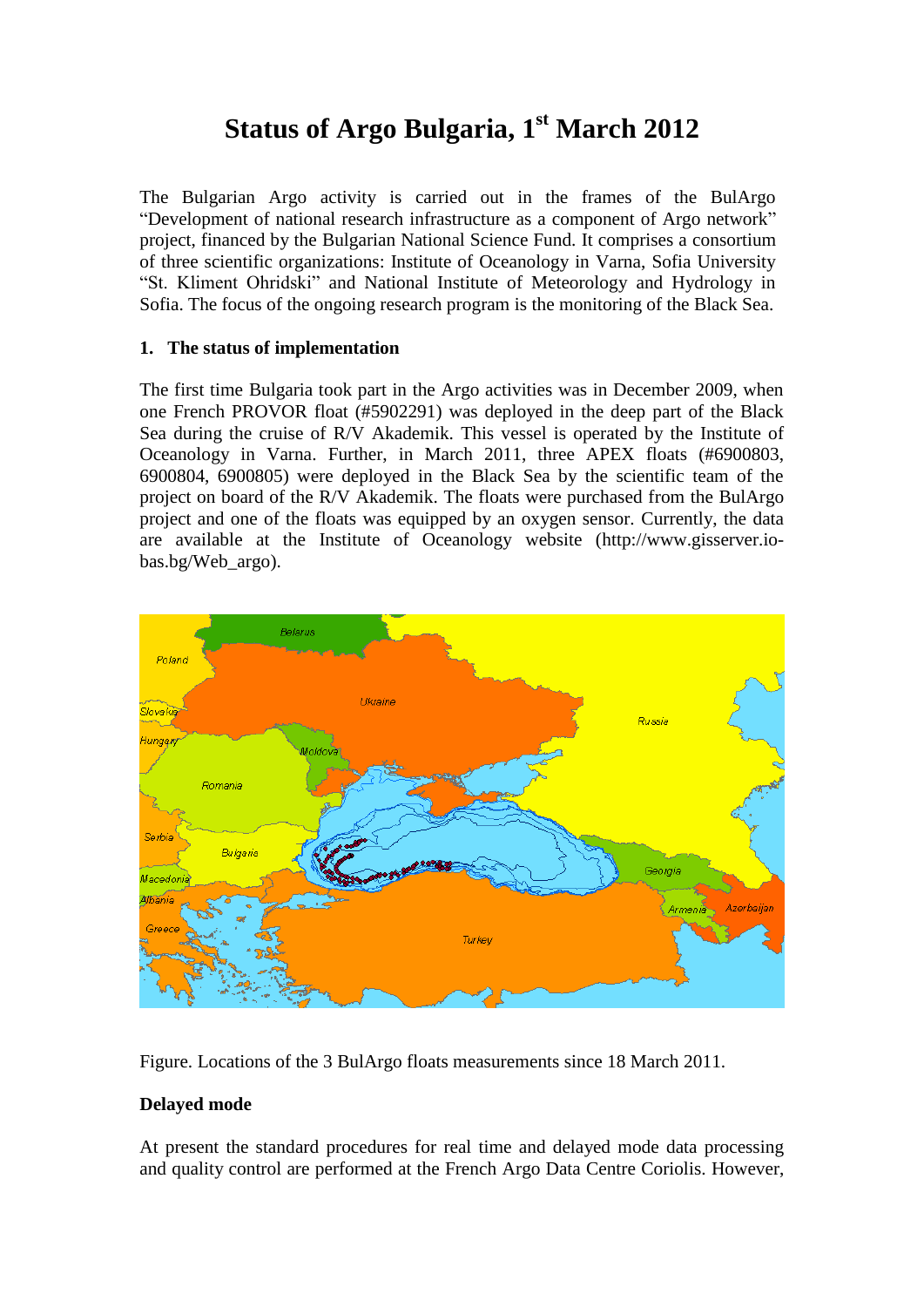# Status of Argo Bulgaria, 1st March 2012

The Bulgarian Argo activity is carried out in the frames of the BulArgo "Development of national research infrastructure as a component of Argo network" project, financed by the Bulgarian National Science Fund. It comprises a consortium of three scientific organizations: Institute of Oceanology in Varna, Sofia University "St. Kliment Ohridski" and National Institute of Meteorology and Hydrology in Sofia. The focus of the ongoing research program is the monitoring of the Black Sea.

## 1. The status of implementation

The first time Bulgaria took part in the Argo activities was in December 2009, when one French PROVOR float (#5902291) was deployed in the deep part of the Black Sea during the cruise of R/V Akademik. This vessel is operated by the Institute of Oceanology in Varna. Further, in March 2011, three APEX floats (#6900803, 6900804, 6900805) were deployed in the Black Sea by the scientific team of the project on board of the R/V Akademik. The floats were purchased from the BulArgo project and one of the floats was equipped by an oxygen sensor. Currently, the data are available at the Institute of Oceanology website (http://www.gisserver.io-bas.bg/Web_argo).

Figure. Locations of the 3 BulArgo floats measurements since 18 March 2011.

**Delayed mode**

At present the standard procedures for real time and delayed mode data processing and quality control are performed at the French Argo Data Centre Coriolis. However,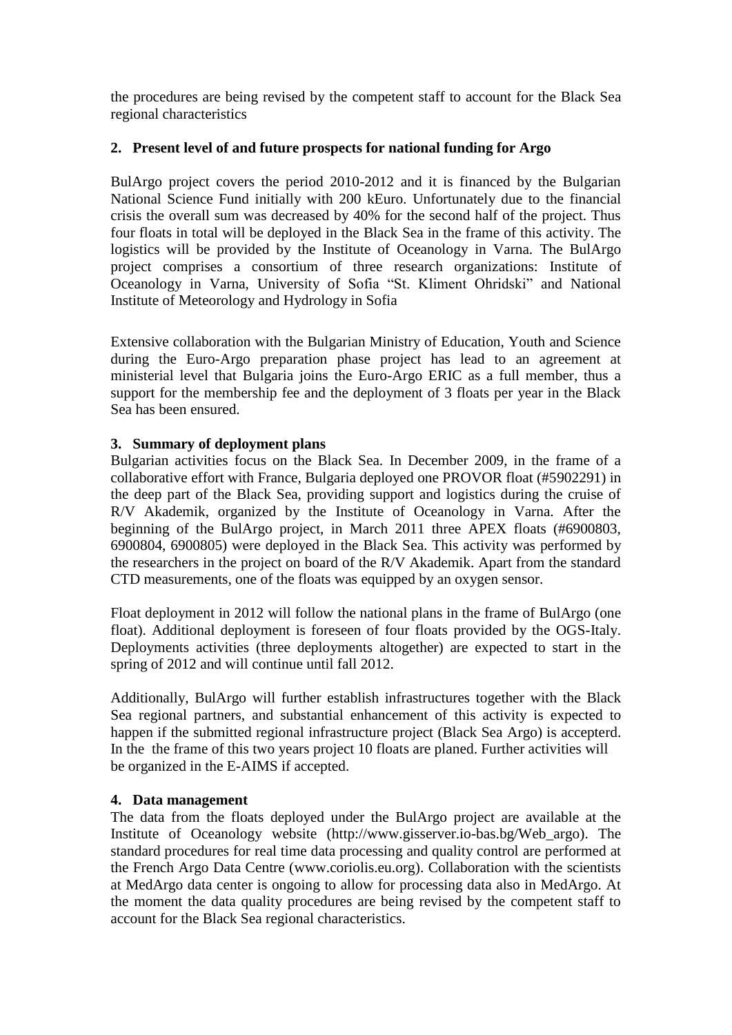the procedures are being revised by the competent staff to account for the Black Sea regional characteristics

## 2. Present level of and future prospects for national funding for Argo

BulArgo project covers the period 2010-2012 and it is financed by the Bulgarian National Science Fund initially with 200 kEuro. Unfortunately due to the financial crisis the overall sum was decreased by 40% for the second half of the project. Thus four floats in total will be deployed in the Black Sea in the frame of this activity. The logistics will be provided by the Institute of Oceanology in Varna. The BulArgo project comprises a consortium of three research organizations: Institute of Oceanology in Varna, University of Sofia "St. Kliment Ohridski" and National Institute of Meteorology and Hydrology in Sofia

Extensive collaboration with the Bulgarian Ministry of Education, Youth and Science during the Euro-Argo preparation phase project has lead to an agreement at ministerial level that Bulgaria joins the Euro-Argo ERIC as a full member, thus a support for the membership fee and the deployment of 3 floats per year in the Black Sea has been ensured.

## 3. Summary of deployment plans

Bulgarian activities focus on the Black Sea. In December 2009, in the frame of a collaborative effort with France, Bulgaria deployed one PROVOR float (#5902291) in the deep part of the Black Sea, providing support and logistics during the cruise of R/V Akademik, organized by the Institute of Oceanology in Varna. After the beginning of the BulArgo project, in March 2011 three APEX floats (#6900803, 6900804, 6900805) were deployed in the Black Sea. This activity was performed by the researchers in the project on board of the R/V Akademik. Apart from the standard CTD measurements, one of the floats was equipped by an oxygen sensor.

Float deployment in 2012 will follow the national plans in the frame of BulArgo (one float). Additional deployment is foreseen of four floats provided by the OGS-Italy. Deployments activities (three deployments altogether) are expected to start in the spring of 2012 and will continue until fall 2012.

Additionally, BulArgo will further establish infrastructures together with the Black Sea regional partners, and substantial enhancement of this activity is expected to happen if the submitted regional infrastructure project (Black Sea Argo) is accepterd. In the the frame of this two years project 10 floats are planed. Further activities will be organized in the E-AIMS if accepted.

## 4. Data management

The data from the floats deployed under the BulArgo project are available at the Institute of Oceanology website (http://www.gisserver.io-bas.bg/Web_argo). The standard procedures for real time data processing and quality control are performed at the French Argo Data Centre (www.coriolis.eu.org). Collaboration with the scientists at MedArgo data center is ongoing to allow for processing data also in MedArgo. At the moment the data quality procedures are being revised by the competent staff to account for the Black Sea regional characteristics.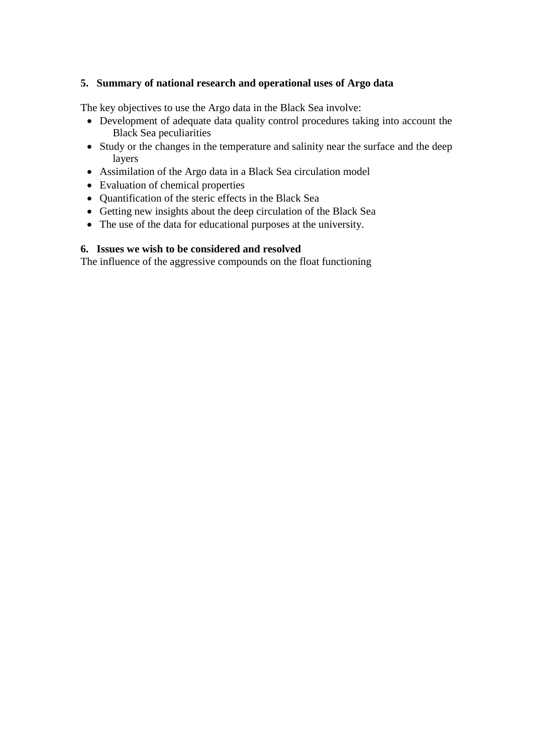## 5. Summary of national research and operational uses of Argo data

The key objectives to use the Argo data in the Black Sea involve:

- Development of adequate data quality control procedures taking into account the Black Sea peculiarities
- Study or the changes in the temperature and salinity near the surface and the deep layers
- Assimilation of the Argo data in a Black Sea circulation model
- Evaluation of chemical properties
- Quantification of the steric effects in the Black Sea
- Getting new insights about the deep circulation of the Black Sea
- The use of the data for educational purposes at the university.

## 6. Issues we wish to be considered and resolved

The influence of the aggressive compounds on the float functioning